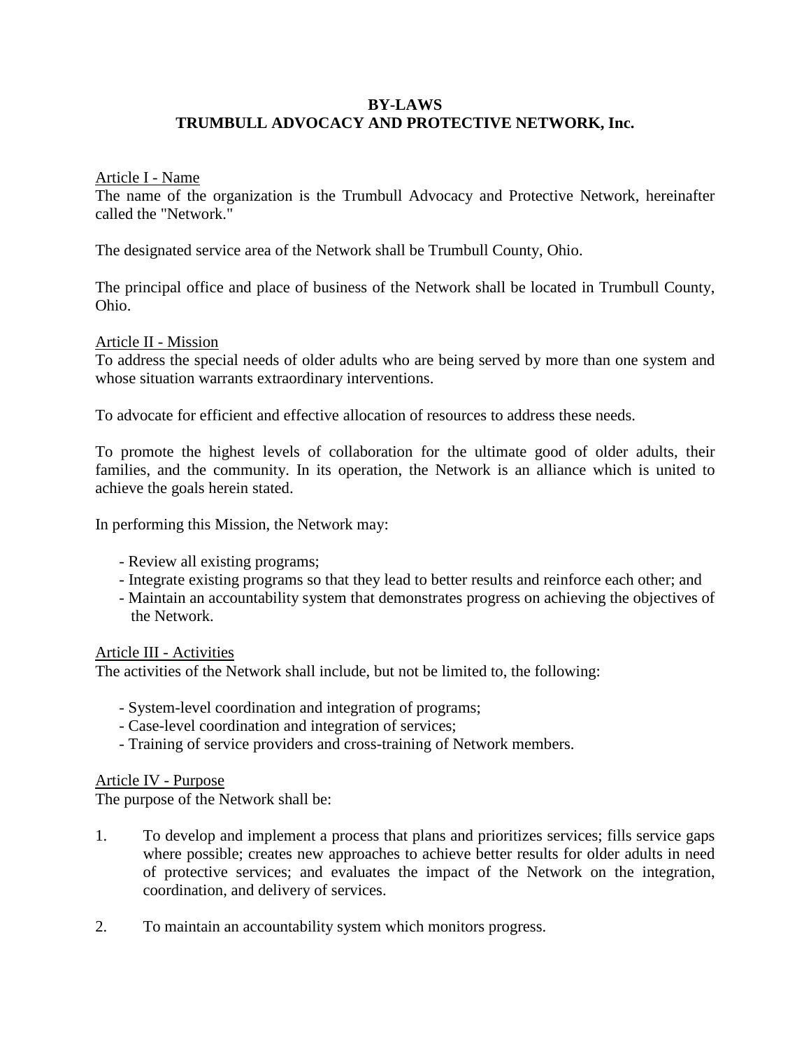# BY-LAWS
# TRUMBULL ADVOCACY AND PROTECTIVE NETWORK, Inc.

## Article I - Name

The name of the organization is the Trumbull Advocacy and Protective Network, hereinafter called the "Network."

The designated service area of the Network shall be Trumbull County, Ohio.

The principal office and place of business of the Network shall be located in Trumbull County, Ohio.

## Article II - Mission

To address the special needs of older adults who are being served by more than one system and whose situation warrants extraordinary interventions.

To advocate for efficient and effective allocation of resources to address these needs.

To promote the highest levels of collaboration for the ultimate good of older adults, their families, and the community. In its operation, the Network is an alliance which is united to achieve the goals herein stated.

In performing this Mission, the Network may:

- Review all existing programs;
- Integrate existing programs so that they lead to better results and reinforce each other; and
- Maintain an accountability system that demonstrates progress on achieving the objectives of the Network.

## Article III - Activities

The activities of the Network shall include, but not be limited to, the following:

- System-level coordination and integration of programs;
- Case-level coordination and integration of services;
- Training of service providers and cross-training of Network members.

## Article IV - Purpose

The purpose of the Network shall be:

1. To develop and implement a process that plans and prioritizes services; fills service gaps where possible; creates new approaches to achieve better results for older adults in need of protective services; and evaluates the impact of the Network on the integration, coordination, and delivery of services.

2. To maintain an accountability system which monitors progress.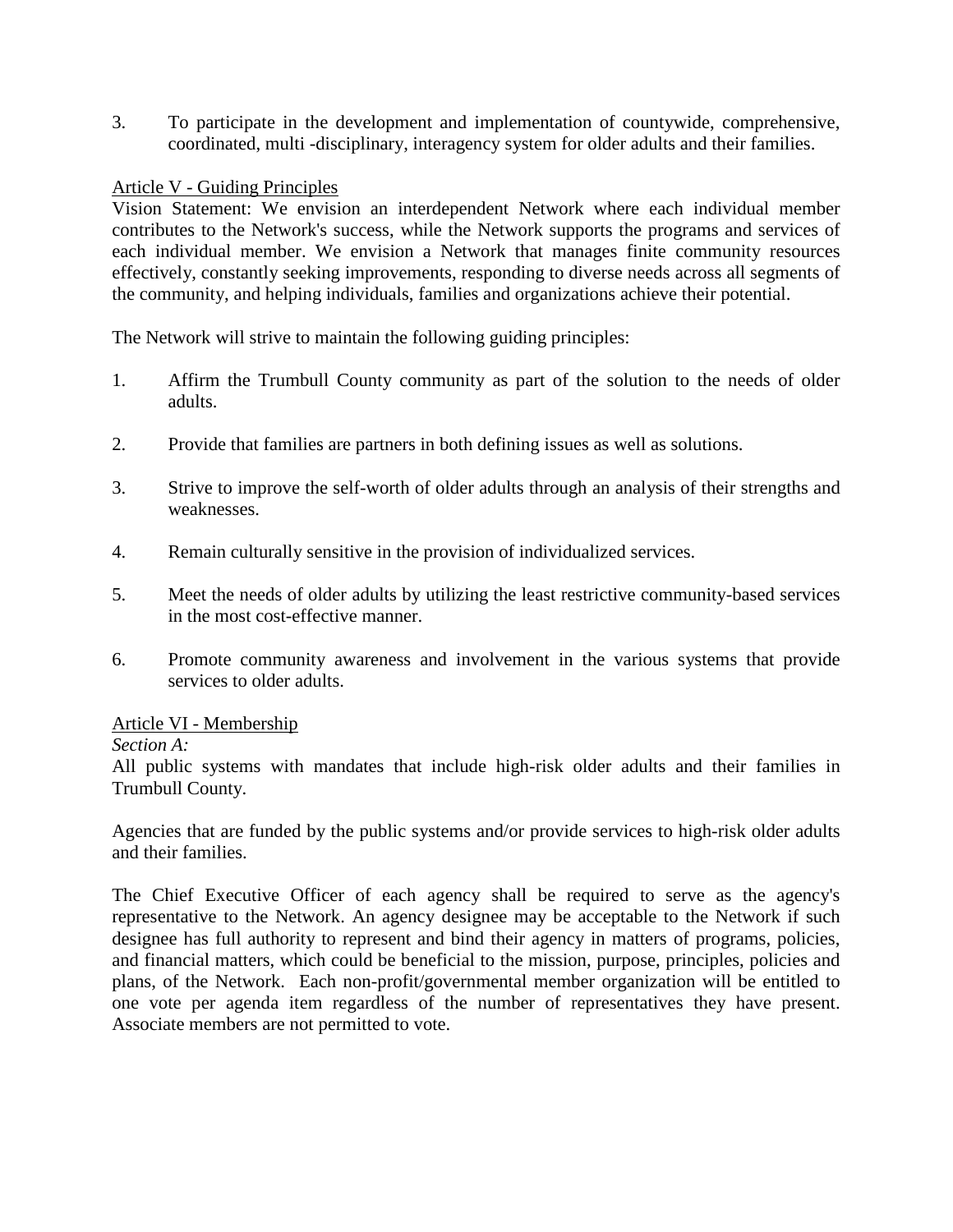3. To participate in the development and implementation of countywide, comprehensive, coordinated, multi -disciplinary, interagency system for older adults and their families.

## Article V - Guiding Principles

Vision Statement: We envision an interdependent Network where each individual member contributes to the Network's success, while the Network supports the programs and services of each individual member. We envision a Network that manages finite community resources effectively, constantly seeking improvements, responding to diverse needs across all segments of the community, and helping individuals, families and organizations achieve their potential.

The Network will strive to maintain the following guiding principles:

1. Affirm the Trumbull County community as part of the solution to the needs of older adults.

2. Provide that families are partners in both defining issues as well as solutions.

3. Strive to improve the self-worth of older adults through an analysis of their strengths and weaknesses.

4. Remain culturally sensitive in the provision of individualized services.

5. Meet the needs of older adults by utilizing the least restrictive community-based services in the most cost-effective manner.

6. Promote community awareness and involvement in the various systems that provide services to older adults.

## Article VI - Membership

*Section A:*

All public systems with mandates that include high-risk older adults and their families in Trumbull County.

Agencies that are funded by the public systems and/or provide services to high-risk older adults and their families.

The Chief Executive Officer of each agency shall be required to serve as the agency's representative to the Network. An agency designee may be acceptable to the Network if such designee has full authority to represent and bind their agency in matters of programs, policies, and financial matters, which could be beneficial to the mission, purpose, principles, policies and plans, of the Network. Each non-profit/governmental member organization will be entitled to one vote per agenda item regardless of the number of representatives they have present. Associate members are not permitted to vote.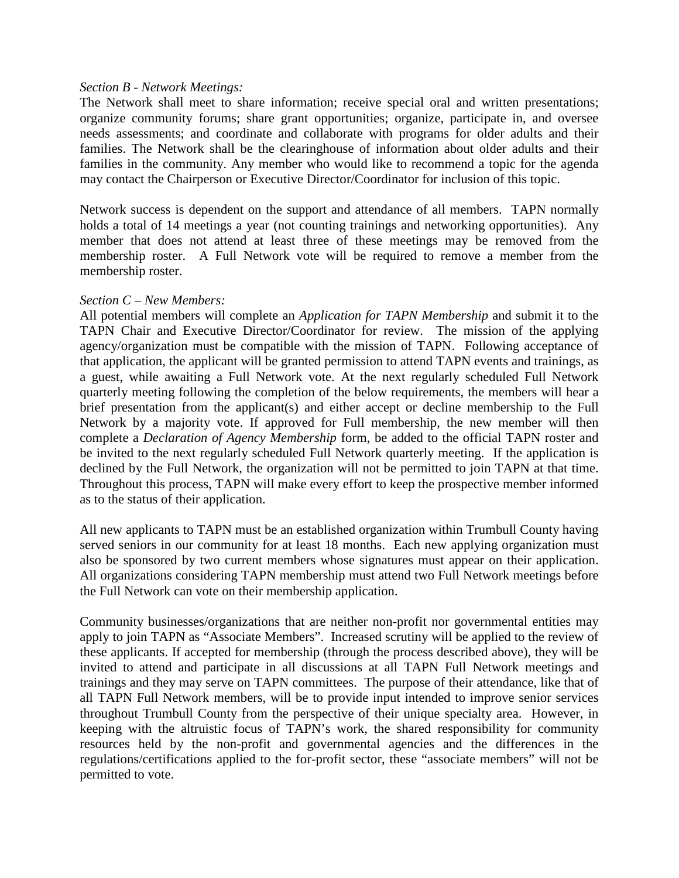*Section B - Network Meetings:*

The Network shall meet to share information; receive special oral and written presentations; organize community forums; share grant opportunities; organize, participate in, and oversee needs assessments; and coordinate and collaborate with programs for older adults and their families. The Network shall be the clearinghouse of information about older adults and their families in the community. Any member who would like to recommend a topic for the agenda may contact the Chairperson or Executive Director/Coordinator for inclusion of this topic.

Network success is dependent on the support and attendance of all members. TAPN normally holds a total of 14 meetings a year (not counting trainings and networking opportunities). Any member that does not attend at least three of these meetings may be removed from the membership roster. A Full Network vote will be required to remove a member from the membership roster.

*Section C – New Members:*

All potential members will complete an *Application for TAPN Membership* and submit it to the TAPN Chair and Executive Director/Coordinator for review. The mission of the applying agency/organization must be compatible with the mission of TAPN. Following acceptance of that application, the applicant will be granted permission to attend TAPN events and trainings, as a guest, while awaiting a Full Network vote. At the next regularly scheduled Full Network quarterly meeting following the completion of the below requirements, the members will hear a brief presentation from the applicant(s) and either accept or decline membership to the Full Network by a majority vote. If approved for Full membership, the new member will then complete a *Declaration of Agency Membership* form, be added to the official TAPN roster and be invited to the next regularly scheduled Full Network quarterly meeting. If the application is declined by the Full Network, the organization will not be permitted to join TAPN at that time. Throughout this process, TAPN will make every effort to keep the prospective member informed as to the status of their application.

All new applicants to TAPN must be an established organization within Trumbull County having served seniors in our community for at least 18 months. Each new applying organization must also be sponsored by two current members whose signatures must appear on their application. All organizations considering TAPN membership must attend two Full Network meetings before the Full Network can vote on their membership application.

Community businesses/organizations that are neither non-profit nor governmental entities may apply to join TAPN as "Associate Members". Increased scrutiny will be applied to the review of these applicants. If accepted for membership (through the process described above), they will be invited to attend and participate in all discussions at all TAPN Full Network meetings and trainings and they may serve on TAPN committees. The purpose of their attendance, like that of all TAPN Full Network members, will be to provide input intended to improve senior services throughout Trumbull County from the perspective of their unique specialty area. However, in keeping with the altruistic focus of TAPN's work, the shared responsibility for community resources held by the non-profit and governmental agencies and the differences in the regulations/certifications applied to the for-profit sector, these "associate members" will not be permitted to vote.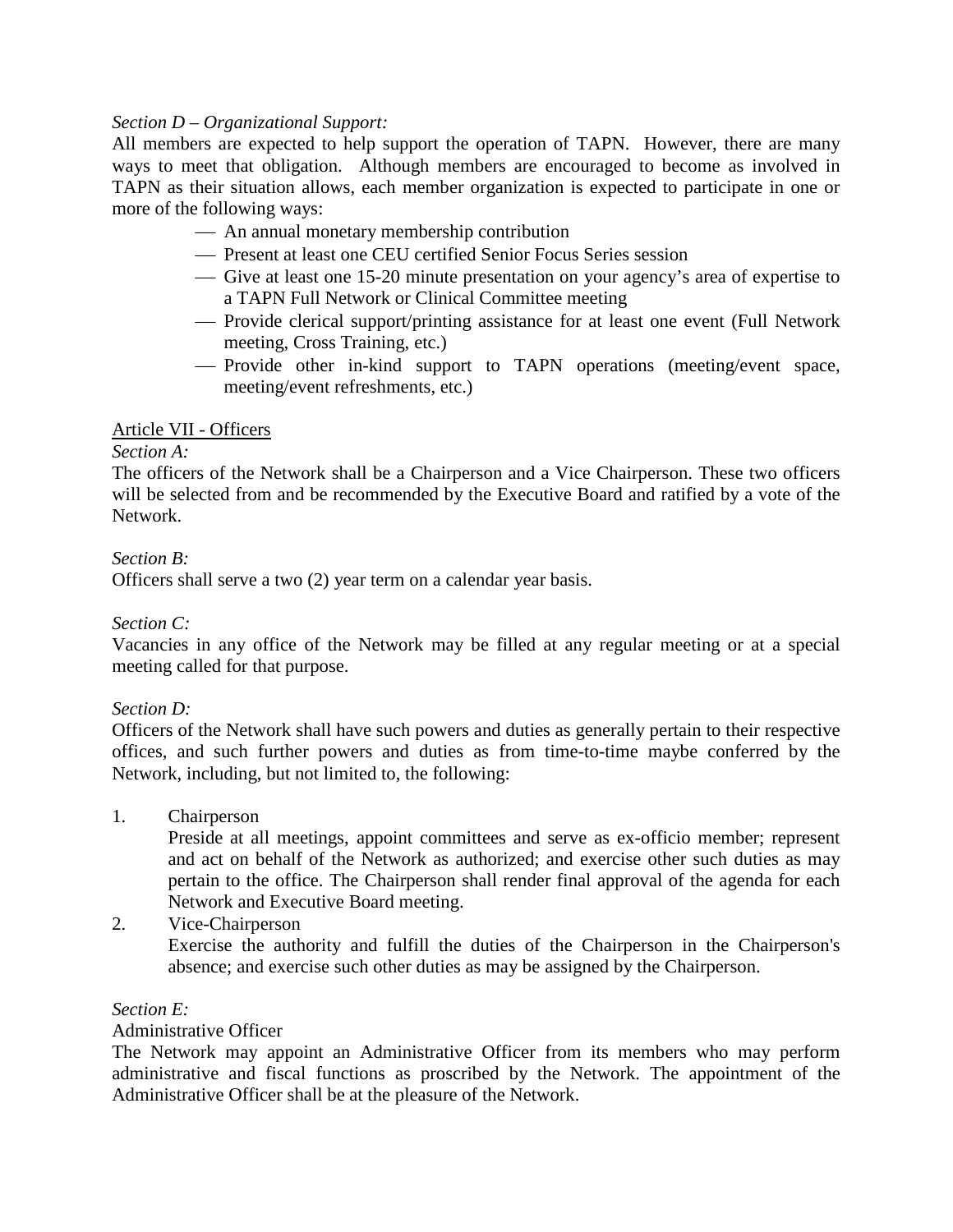*Section D – Organizational Support:*

All members are expected to help support the operation of TAPN. However, there are many ways to meet that obligation. Although members are encouraged to become as involved in TAPN as their situation allows, each member organization is expected to participate in one or more of the following ways:

- An annual monetary membership contribution
- Present at least one CEU certified Senior Focus Series session
- Give at least one 15-20 minute presentation on your agency's area of expertise to a TAPN Full Network or Clinical Committee meeting
- Provide clerical support/printing assistance for at least one event (Full Network meeting, Cross Training, etc.)
- Provide other in-kind support to TAPN operations (meeting/event space, meeting/event refreshments, etc.)

## Article VII - Officers

*Section A:*

The officers of the Network shall be a Chairperson and a Vice Chairperson. These two officers will be selected from and be recommended by the Executive Board and ratified by a vote of the Network.

*Section B:*

Officers shall serve a two (2) year term on a calendar year basis.

*Section C:*

Vacancies in any office of the Network may be filled at any regular meeting or at a special meeting called for that purpose.

*Section D:*

Officers of the Network shall have such powers and duties as generally pertain to their respective offices, and such further powers and duties as from time-to-time maybe conferred by the Network, including, but not limited to, the following:

1. Chairperson

   Preside at all meetings, appoint committees and serve as ex-officio member; represent and act on behalf of the Network as authorized; and exercise other such duties as may pertain to the office. The Chairperson shall render final approval of the agenda for each Network and Executive Board meeting.

2. Vice-Chairperson

   Exercise the authority and fulfill the duties of the Chairperson in the Chairperson's absence; and exercise such other duties as may be assigned by the Chairperson.

*Section E:*

Administrative Officer

The Network may appoint an Administrative Officer from its members who may perform administrative and fiscal functions as proscribed by the Network. The appointment of the Administrative Officer shall be at the pleasure of the Network.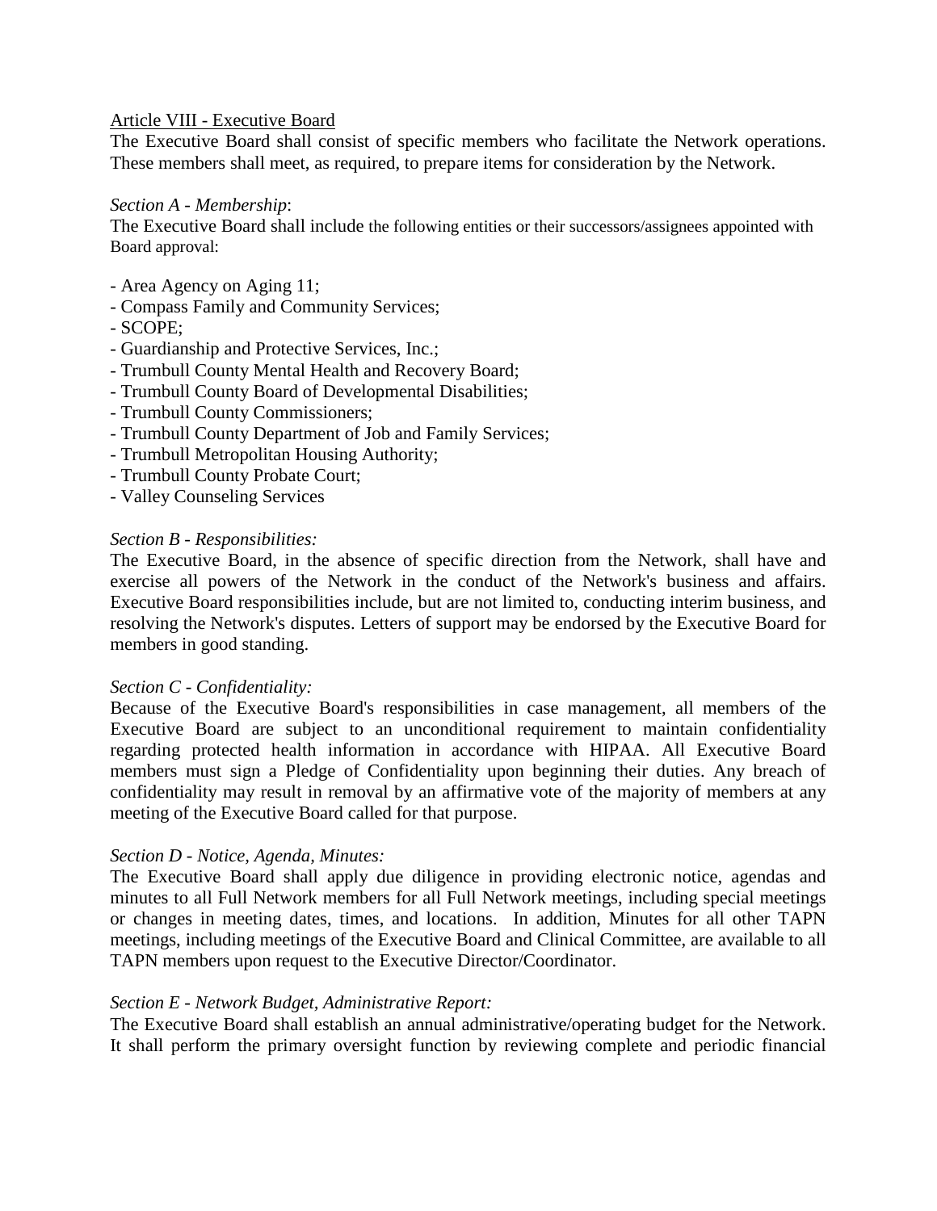## Article VIII - Executive Board

The Executive Board shall consist of specific members who facilitate the Network operations. These members shall meet, as required, to prepare items for consideration by the Network.

*Section A - Membership*:

The Executive Board shall include the following entities or their successors/assignees appointed with Board approval:

- Area Agency on Aging 11;
- Compass Family and Community Services;
- SCOPE;
- Guardianship and Protective Services, Inc.;
- Trumbull County Mental Health and Recovery Board;
- Trumbull County Board of Developmental Disabilities;
- Trumbull County Commissioners;
- Trumbull County Department of Job and Family Services;
- Trumbull Metropolitan Housing Authority;
- Trumbull County Probate Court;
- Valley Counseling Services

*Section B - Responsibilities:*

The Executive Board, in the absence of specific direction from the Network, shall have and exercise all powers of the Network in the conduct of the Network's business and affairs. Executive Board responsibilities include, but are not limited to, conducting interim business, and resolving the Network's disputes. Letters of support may be endorsed by the Executive Board for members in good standing.

*Section C - Confidentiality:*

Because of the Executive Board's responsibilities in case management, all members of the Executive Board are subject to an unconditional requirement to maintain confidentiality regarding protected health information in accordance with HIPAA. All Executive Board members must sign a Pledge of Confidentiality upon beginning their duties. Any breach of confidentiality may result in removal by an affirmative vote of the majority of members at any meeting of the Executive Board called for that purpose.

*Section D - Notice, Agenda, Minutes:*

The Executive Board shall apply due diligence in providing electronic notice, agendas and minutes to all Full Network members for all Full Network meetings, including special meetings or changes in meeting dates, times, and locations. In addition, Minutes for all other TAPN meetings, including meetings of the Executive Board and Clinical Committee, are available to all TAPN members upon request to the Executive Director/Coordinator.

*Section E - Network Budget, Administrative Report:*

The Executive Board shall establish an annual administrative/operating budget for the Network. It shall perform the primary oversight function by reviewing complete and periodic financial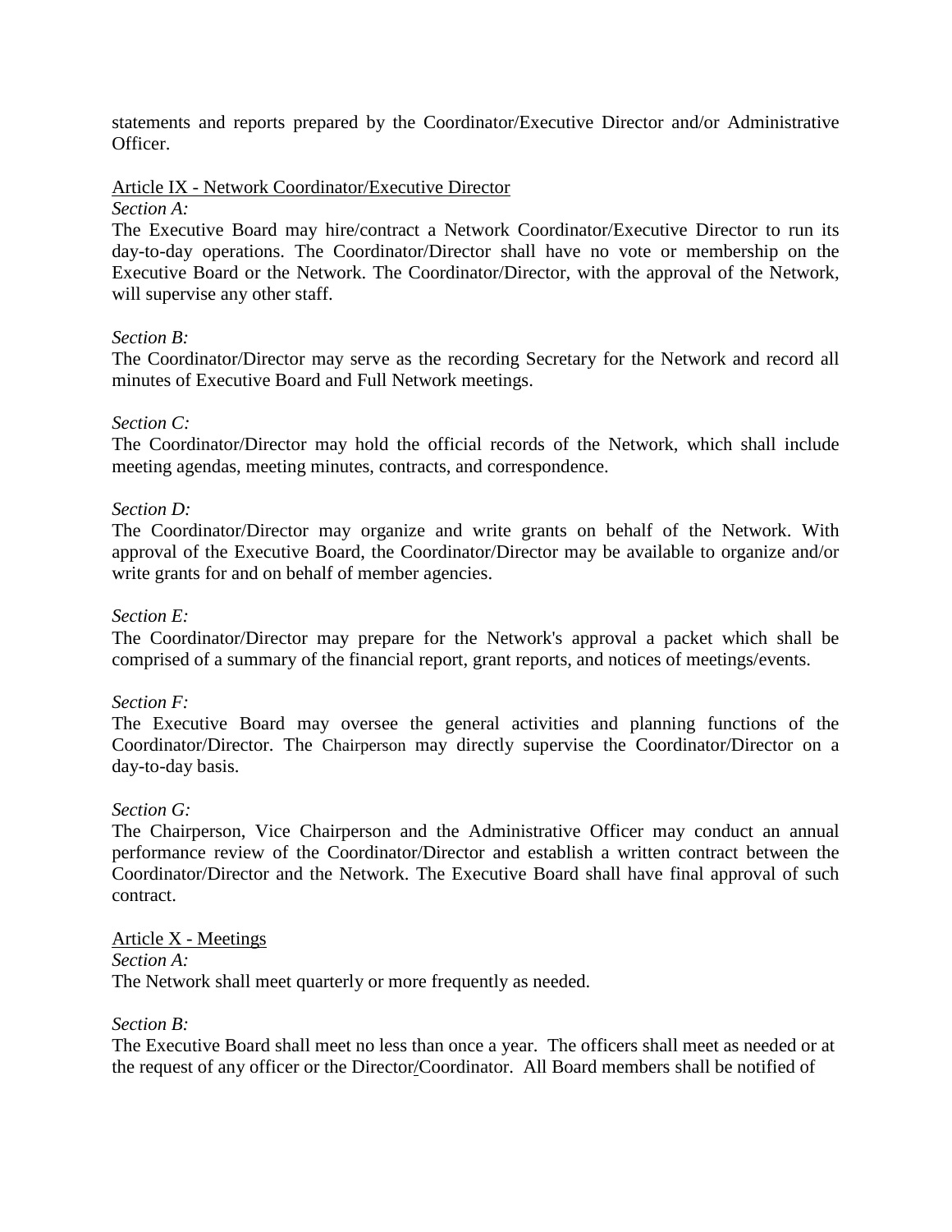statements and reports prepared by the Coordinator/Executive Director and/or Administrative Officer.

Article IX - Network Coordinator/Executive Director

*Section A:*

The Executive Board may hire/contract a Network Coordinator/Executive Director to run its day-to-day operations. The Coordinator/Director shall have no vote or membership on the Executive Board or the Network. The Coordinator/Director, with the approval of the Network, will supervise any other staff.

*Section B:*

The Coordinator/Director may serve as the recording Secretary for the Network and record all minutes of Executive Board and Full Network meetings.

*Section C:*

The Coordinator/Director may hold the official records of the Network, which shall include meeting agendas, meeting minutes, contracts, and correspondence.

*Section D:*

The Coordinator/Director may organize and write grants on behalf of the Network. With approval of the Executive Board, the Coordinator/Director may be available to organize and/or write grants for and on behalf of member agencies.

*Section E:*

The Coordinator/Director may prepare for the Network's approval a packet which shall be comprised of a summary of the financial report, grant reports, and notices of meetings/events.

*Section F:*

The Executive Board may oversee the general activities and planning functions of the Coordinator/Director. The Chairperson may directly supervise the Coordinator/Director on a day-to-day basis.

*Section G:*

The Chairperson, Vice Chairperson and the Administrative Officer may conduct an annual performance review of the Coordinator/Director and establish a written contract between the Coordinator/Director and the Network. The Executive Board shall have final approval of such contract.

Article X - Meetings

*Section A:*

The Network shall meet quarterly or more frequently as needed.

*Section B:*

The Executive Board shall meet no less than once a year. The officers shall meet as needed or at the request of any officer or the Director/Coordinator. All Board members shall be notified of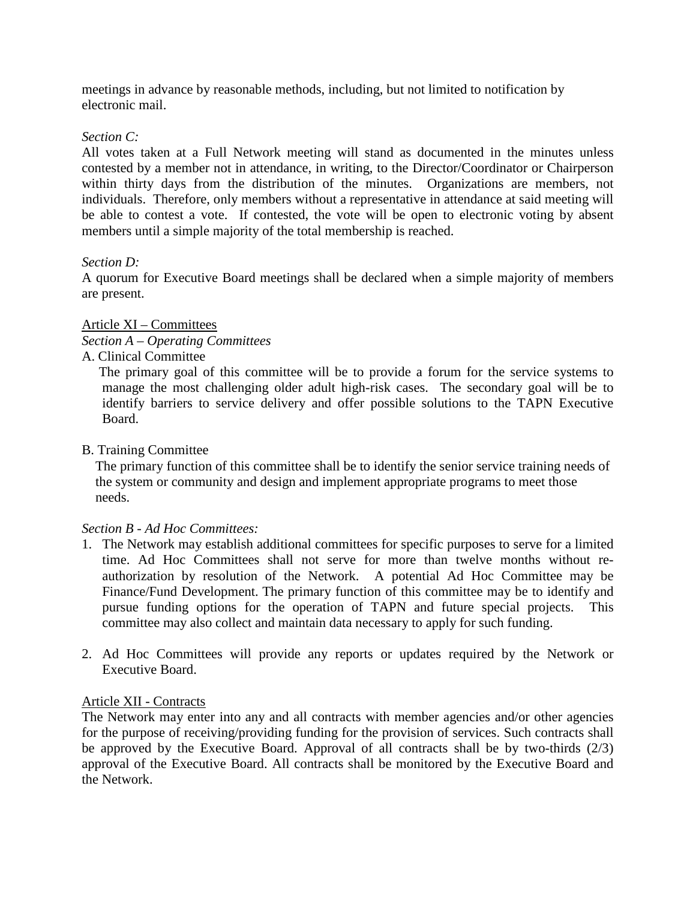meetings in advance by reasonable methods, including, but not limited to notification by electronic mail.

*Section C:*

All votes taken at a Full Network meeting will stand as documented in the minutes unless contested by a member not in attendance, in writing, to the Director/Coordinator or Chairperson within thirty days from the distribution of the minutes. Organizations are members, not individuals. Therefore, only members without a representative in attendance at said meeting will be able to contest a vote. If contested, the vote will be open to electronic voting by absent members until a simple majority of the total membership is reached.

*Section D:*

A quorum for Executive Board meetings shall be declared when a simple majority of members are present.

Article XI – Committees

*Section A – Operating Committees*

A. Clinical Committee

The primary goal of this committee will be to provide a forum for the service systems to manage the most challenging older adult high-risk cases. The secondary goal will be to identify barriers to service delivery and offer possible solutions to the TAPN Executive Board.

B. Training Committee

The primary function of this committee shall be to identify the senior service training needs of the system or community and design and implement appropriate programs to meet those needs.

*Section B - Ad Hoc Committees:*

1. The Network may establish additional committees for specific purposes to serve for a limited time. Ad Hoc Committees shall not serve for more than twelve months without re-authorization by resolution of the Network. A potential Ad Hoc Committee may be Finance/Fund Development. The primary function of this committee may be to identify and pursue funding options for the operation of TAPN and future special projects. This committee may also collect and maintain data necessary to apply for such funding.

2. Ad Hoc Committees will provide any reports or updates required by the Network or Executive Board.

Article XII - Contracts

The Network may enter into any and all contracts with member agencies and/or other agencies for the purpose of receiving/providing funding for the provision of services. Such contracts shall be approved by the Executive Board. Approval of all contracts shall be by two-thirds (2/3) approval of the Executive Board. All contracts shall be monitored by the Executive Board and the Network.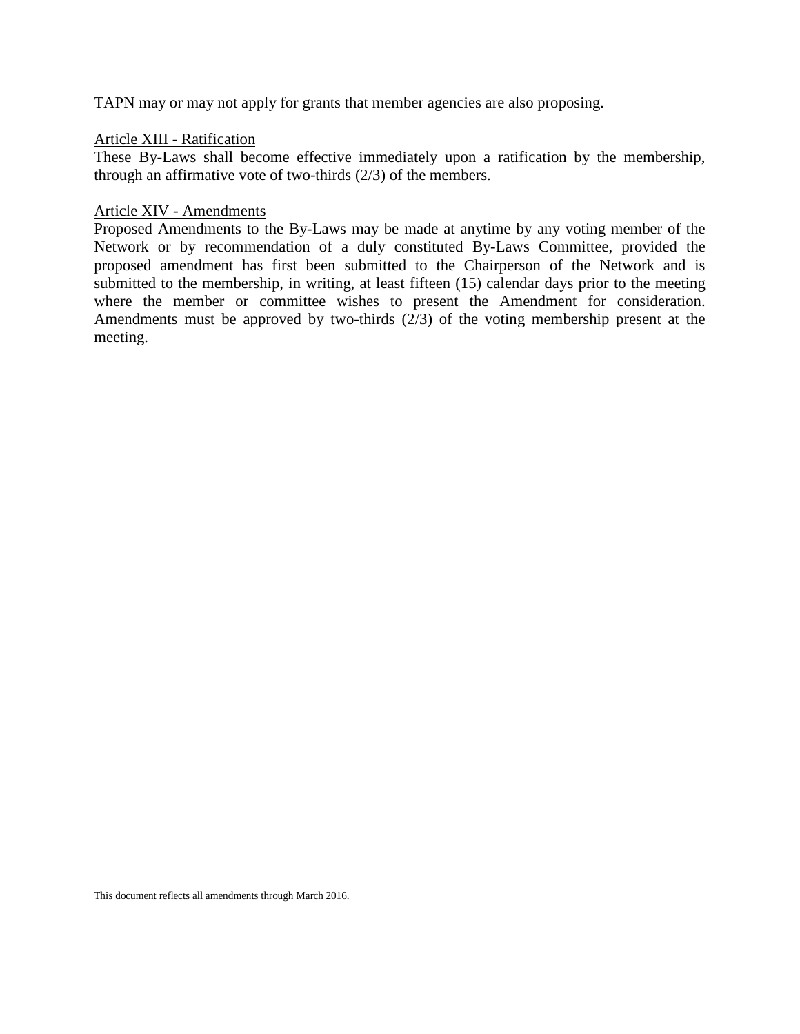TAPN may or may not apply for grants that member agencies are also proposing.

Article XIII - Ratification

These By-Laws shall become effective immediately upon a ratification by the membership, through an affirmative vote of two-thirds (2/3) of the members.

Article XIV - Amendments

Proposed Amendments to the By-Laws may be made at anytime by any voting member of the Network or by recommendation of a duly constituted By-Laws Committee, provided the proposed amendment has first been submitted to the Chairperson of the Network and is submitted to the membership, in writing, at least fifteen (15) calendar days prior to the meeting where the member or committee wishes to present the Amendment for consideration. Amendments must be approved by two-thirds (2/3) of the voting membership present at the meeting.

This document reflects all amendments through March 2016.